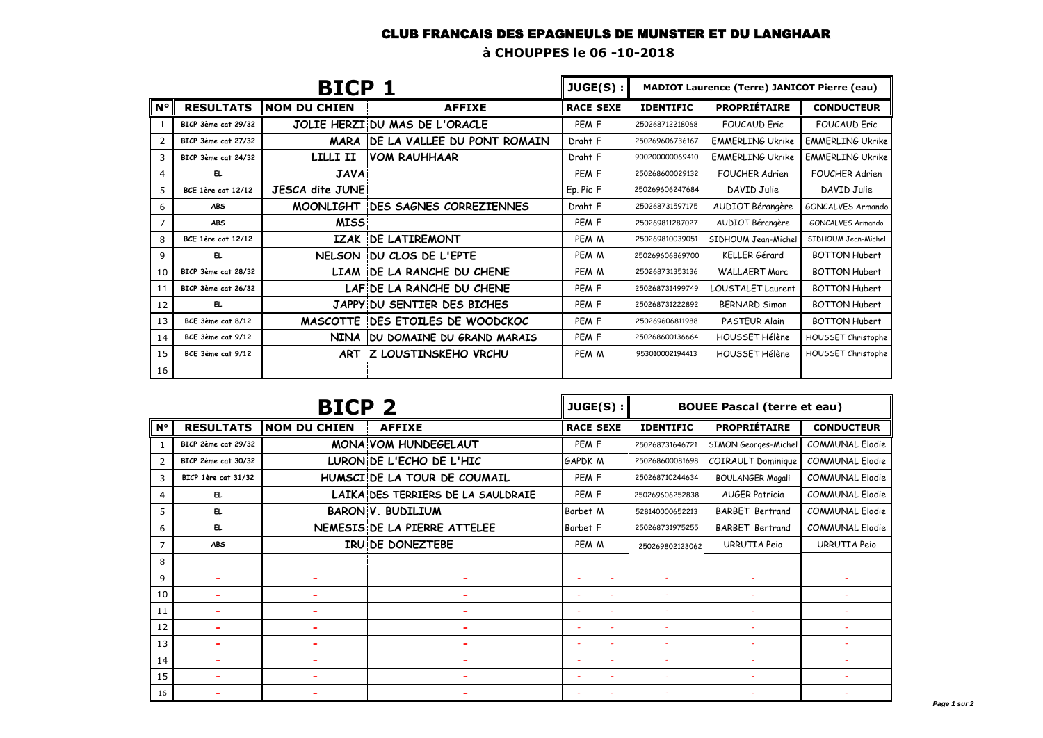# CLUB FRANCAIS DES EPAGNEULS DE MUNSTER ET DU LANGHAAR

## à CHOUPPES le 06 -10-2018

| BICP 1 | | | | JUGE(S) : | MADIOT Laurence (Terre) JANICOT Pierre (eau) | | |
|---|---|---|---|---|---|---|---|
| N° | RESULTATS | NOM DU CHIEN | AFFIXE | RACE SEXE | IDENTIFIC | PROPRIÉTAIRE | CONDUCTEUR |
| 1 | BICP 3ème cat 29/32 | JOLIE HERZI | DU MAS DE L'ORACLE | PEM F | 250268712218068 | FOUCAUD Eric | FOUCAUD Eric |
| 2 | BICP 3ème cat 27/32 | MARA | DE LA VALLEE DU PONT ROMAIN | Draht F | 250269606736167 | EMMERLING Ukrike | EMMERLING Ukrike |
| 3 | BICP 3ème cat 24/32 | LILLI II | VOM RAUHHAAR | Draht F | 900200000069410 | EMMERLING Ukrike | EMMERLING Ukrike |
| 4 | EL | JAVA | | PEM F | 250268600029132 | FOUCHER Adrien | FOUCHER Adrien |
| 5 | BCE 1ère cat 12/12 | JESCA dite JUNE | | Ep. Pic F | 250269606247684 | DAVID Julie | DAVID Julie |
| 6 | ABS | MOONLIGHT | DES SAGNES CORREZIENNES | Draht F | 250268731597175 | AUDIOT Bérangère | GONCALVES Armando |
| 7 | ABS | MISS | | PEM F | 250269811287027 | AUDIOT Bérangère | GONCALVES Armando |
| 8 | BCE 1ère cat 12/12 | IZAK | DE LATIREMONT | PEM M | 250269810039051 | SIDHOUM Jean-Michel | SIDHOUM Jean-Michel |
| 9 | EL | NELSON | DU CLOS DE L'EPTE | PEM M | 250269606869700 | KELLER Gérard | BOTTON Hubert |
| 10 | BICP 3ème cat 28/32 | LIAM | DE LA RANCHE DU CHENE | PEM M | 250268731353136 | WALLAERT Marc | BOTTON Hubert |
| 11 | BICP 3ème cat 26/32 | LAF | DE LA RANCHE DU CHENE | PEM F | 250268731499749 | LOUSTALET Laurent | BOTTON Hubert |
| 12 | EL | JAPPY | DU SENTIER DES BICHES | PEM F | 250268731222892 | BERNARD Simon | BOTTON Hubert |
| 13 | BCE 3ème cat 8/12 | MASCOTTE | DES ETOILES DE WOODCKOC | PEM F | 250269606811988 | PASTEUR Alain | BOTTON Hubert |
| 14 | BCE 3ème cat 9/12 | NINA | DU DOMAINE DU GRAND MARAIS | PEM F | 250268600136664 | HOUSSET Hélène | HOUSSET Christophe |
| 15 | BCE 3ème cat 9/12 | ART | Z LOUSTINSKEHO VRCHU | PEM M | 953010002194413 | HOUSSET Hélène | HOUSSET Christophe |
| 16 | | | | | | | |

| BICP 2 | | | | JUGE(S) : | BOUEE Pascal (terre et eau) | | |
|---|---|---|---|---|---|---|---|
| N° | RESULTATS | NOM DU CHIEN | AFFIXE | RACE SEXE | IDENTIFIC | PROPRIÉTAIRE | CONDUCTEUR |
| 1 | BICP 2ème cat 29/32 | MONA | VOM HUNDEGELAUT | PEM F | 250268731646721 | SIMON Georges-Michel | COMMUNAL Elodie |
| 2 | BICP 2ème cat 30/32 | LURON | DE L'ECHO DE L'HIC | GAPDK M | 250268600081698 | COIRAULT Dominique | COMMUNAL Elodie |
| 3 | BICP 1ère cat 31/32 | HUMSCI | DE LA TOUR DE COUMAIL | PEM F | 250268710244634 | BOULANGER Magali | COMMUNAL Elodie |
| 4 | EL | LAIKA | DES TERRIERS DE LA SAULDRAIE | PEM F | 250269606252838 | AUGER Patricia | COMMUNAL Elodie |
| 5 | EL | BARON | V. BUDILIUM | Barbet M | 528140000652213 | BARBET Bertrand | COMMUNAL Elodie |
| 6 | EL | NEMESIS | DE LA PIERRE ATTELEE | Barbet F | 250268731975255 | BARBET Bertrand | COMMUNAL Elodie |
| 7 | ABS | IRU | DE DONEZTEBE | PEM M | 250269802123062 | URRUTIA Peio | URRUTIA Peio |
| 8 | | | | | | | |
| 9 | - | - | - | - - | - | - | - |
| 10 | - | - | - | - - | - | - | - |
| 11 | - | - | - | - - | - | - | - |
| 12 | - | - | - | - - | - | - | - |
| 13 | - | - | - | - - | - | - | - |
| 14 | - | - | - | - - | - | - | - |
| 15 | - | - | - | - - | - | - | - |
| 16 | - | - | - | - - | - | - | - |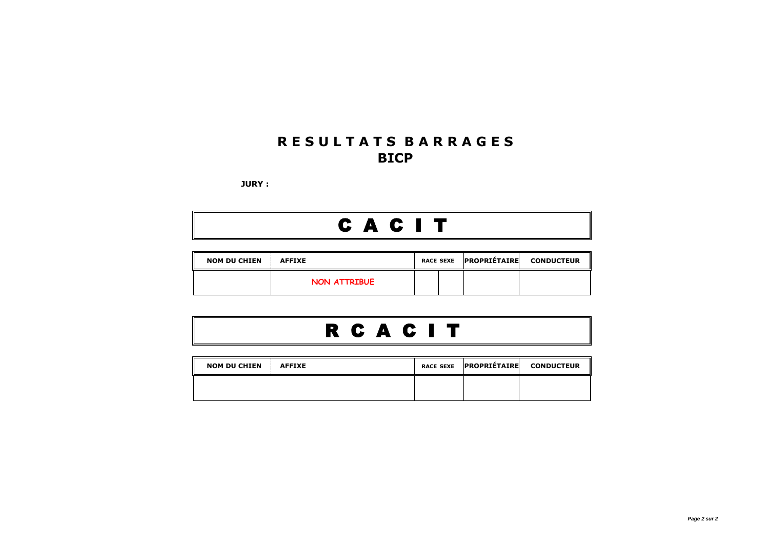# R E S U L T A T S B A R R A G E S
## BICP

**JURY :**

## C A C I T

| NOM DU CHIEN | AFFIXE | RACE | SEXE | PROPRIÉTAIRE | CONDUCTEUR |
|---|---|---|---|---|---|
| | NON ATTRIBUE | | | | |

## R C A C I T

| NOM DU CHIEN | AFFIXE | RACE | SEXE | PROPRIÉTAIRE | CONDUCTEUR |
|---|---|---|---|---|---|
| | | | | | |